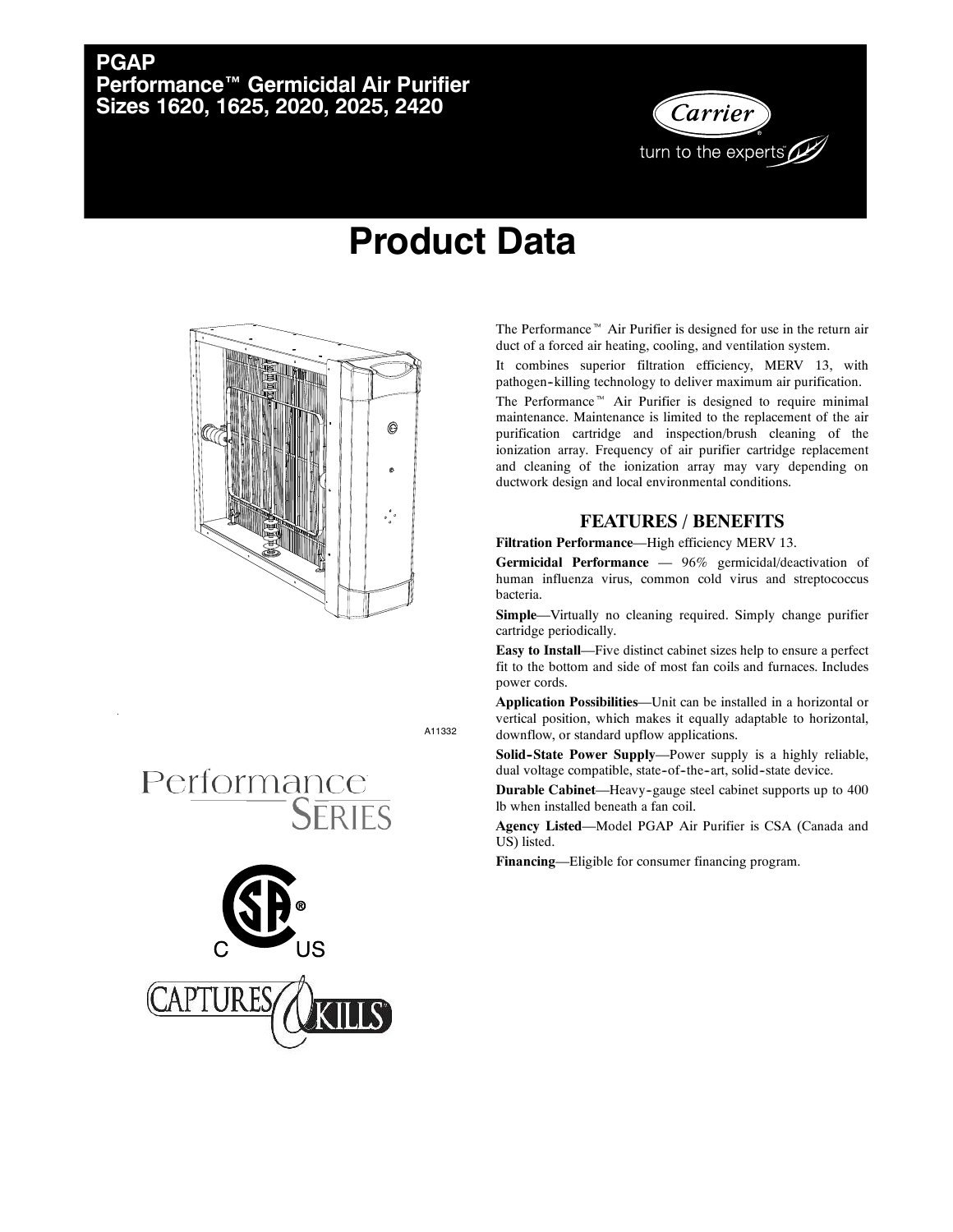# PGAP
# Performance™ Germicidal Air Purifier
# Sizes 1620, 1625, 2020, 2025, 2420

Carrier
turn to the experts

# Product Data

A11332

Performance Series

CAPTURES & KILLS

The Performance™ Air Purifier is designed for use in the return air duct of a forced air heating, cooling, and ventilation system.

It combines superior filtration efficiency, MERV 13, with pathogen-killing technology to deliver maximum air purification.

The Performance™ Air Purifier is designed to require minimal maintenance. Maintenance is limited to the replacement of the air purification cartridge and inspection/brush cleaning of the ionization array. Frequency of air purifier cartridge replacement and cleaning of the ionization array may vary depending on ductwork design and local environmental conditions.

## FEATURES / BENEFITS

**Filtration Performance**—High efficiency MERV 13.

**Germicidal Performance** — 96% germicidal/deactivation of human influenza virus, common cold virus and streptococcus bacteria.

**Simple**—Virtually no cleaning required. Simply change purifier cartridge periodically.

**Easy to Install**—Five distinct cabinet sizes help to ensure a perfect fit to the bottom and side of most fan coils and furnaces. Includes power cords.

**Application Possibilities**—Unit can be installed in a horizontal or vertical position, which makes it equally adaptable to horizontal, downflow, or standard upflow applications.

**Solid-State Power Supply**—Power supply is a highly reliable, dual voltage compatible, state-of-the-art, solid-state device.

**Durable Cabinet**—Heavy-gauge steel cabinet supports up to 400 lb when installed beneath a fan coil.

**Agency Listed**—Model PGAP Air Purifier is CSA (Canada and US) listed.

**Financing**—Eligible for consumer financing program.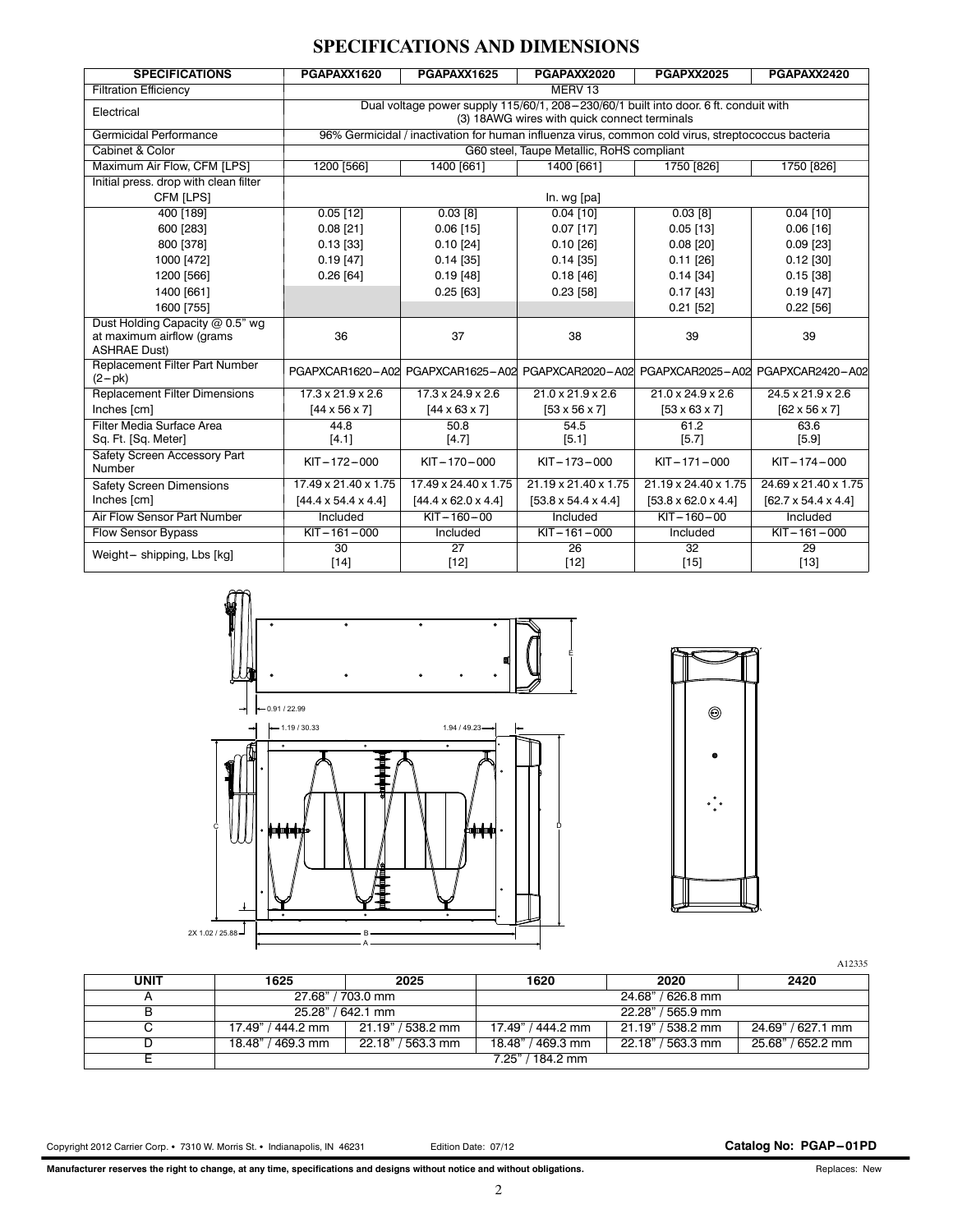# SPECIFICATIONS AND DIMENSIONS

| SPECIFICATIONS | PGAPAXX1620 | PGAPAXX1625 | PGAPAXX2020 | PGAPXX2025 | PGAPAXX2420 |
|---|---|---|---|---|---|
| Filtration Efficiency | MERV 13 | | | | |
| Electrical | Dual voltage power supply 115/60/1, 208−230/60/1 built into door. 6 ft. conduit with (3) 18AWG wires with quick connect terminals | | | | |
| Germicidal Performance | 96% Germicidal / inactivation for human influenza virus, common cold virus, streptococcus bacteria | | | | |
| Cabinet & Color | G60 steel, Taupe Metallic, RoHS compliant | | | | |
| Maximum Air Flow, CFM [LPS] | 1200 [566] | 1400 [661] | 1400 [661] | 1750 [826] | 1750 [826] |
| Initial press. drop with clean filter CFM [LPS] | In. wg [pa] | | | | |
| 400 [189] | 0.05 [12] | 0.03 [8] | 0.04 [10] | 0.03 [8] | 0.04 [10] |
| 600 [283] | 0.08 [21] | 0.06 [15] | 0.07 [17] | 0.05 [13] | 0.06 [16] |
| 800 [378] | 0.13 [33] | 0.10 [24] | 0.10 [26] | 0.08 [20] | 0.09 [23] |
| 1000 [472] | 0.19 [47] | 0.14 [35] | 0.14 [35] | 0.11 [26] | 0.12 [30] |
| 1200 [566] | 0.26 [64] | 0.19 [48] | 0.18 [46] | 0.14 [34] | 0.15 [38] |
| 1400 [661] | | 0.25 [63] | 0.23 [58] | 0.17 [43] | 0.19 [47] |
| 1600 [755] | | | | 0.21 [52] | 0.22 [56] |
| Dust Holding Capacity @ 0.5" wg at maximum airflow (grams ASHRAE Dust) | 36 | 37 | 38 | 39 | 39 |
| Replacement Filter Part Number (2−pk) | PGAPXCAR1620−A02 | PGAPXCAR1625−A02 | PGAPXCAR2020−A02 | PGAPXCAR2025−A02 | PGAPXCAR2420−A02 |
| Replacement Filter Dimensions Inches [cm] | 17.3 x 21.9 x 2.6 [44 x 56 x 7] | 17.3 x 24.9 x 2.6 [44 x 63 x 7] | 21.0 x 21.9 x 2.6 [53 x 56 x 7] | 21.0 x 24.9 x 2.6 [53 x 63 x 7] | 24.5 x 21.9 x 2.6 [62 x 56 x 7] |
| Filter Media Surface Area Sq. Ft. [Sq. Meter] | 44.8 [4.1] | 50.8 [4.7] | 54.5 [5.1] | 61.2 [5.7] | 63.6 [5.9] |
| Safety Screen Accessory Part Number | KIT−172−000 | KIT−170−000 | KIT−173−000 | KIT−171−000 | KIT−174−000 |
| Safety Screen Dimensions Inches [cm] | 17.49 x 21.40 x 1.75 [44.4 x 54.4 x 4.4] | 17.49 x 24.40 x 1.75 [44.4 x 62.0 x 4.4] | 21.19 x 21.40 x 1.75 [53.8 x 54.4 x 4.4] | 21.19 x 24.40 x 1.75 [53.8 x 62.0 x 4.4] | 24.69 x 21.40 x 1.75 [62.7 x 54.4 x 4.4] |
| Air Flow Sensor Part Number | Included | KIT−160−00 | Included | KIT−160−00 | Included |
| Flow Sensor Bypass | KIT−161−000 | Included | KIT−161−000 | Included | KIT−161−000 |
| Weight− shipping, Lbs [kg] | 30 [14] | 27 [12] | 26 [12] | 32 [15] | 29 [13] |

0.91 / 22.99

1.19 / 30.33

1.94 / 49.23

2X 1.02 / 25.88

A B C D E

A12335

| UNIT | 1625 | 2025 | 1620 | 2020 | 2420 |
|---|---|---|---|---|---|
| A | 27.68" / 703.0 mm | | 24.68" / 626.8 mm | | |
| B | 25.28" / 642.1 mm | | 22.28" / 565.9 mm | | |
| C | 17.49" / 444.2 mm | 21.19" / 538.2 mm | 17.49" / 444.2 mm | 21.19" / 538.2 mm | 24.69" / 627.1 mm |
| D | 18.48" / 469.3 mm | 22.18" / 563.3 mm | 18.48" / 469.3 mm | 22.18" / 563.3 mm | 25.68" / 652.2 mm |
| E | 7.25" / 184.2 mm | | | | |

Copyright 2012 Carrier Corp. • 7310 W. Morris St. • Indianapolis, IN 46231 Edition Date: 07/12 **Catalog No: PGAP−01PD**

**Manufacturer reserves the right to change, at any time, specifications and designs without notice and without obligations.** Replaces: New